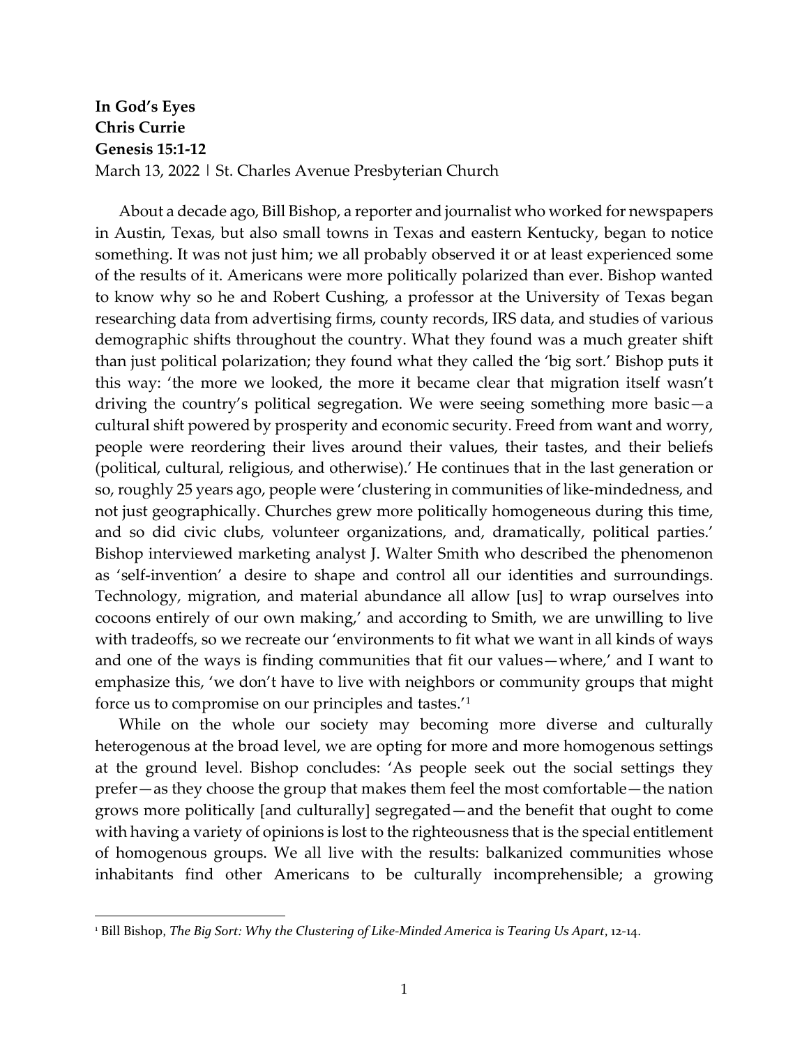**In God's Eyes**
**Chris Currie**
**Genesis 15:1-12**
March 13, 2022 | St. Charles Avenue Presbyterian Church

About a decade ago, Bill Bishop, a reporter and journalist who worked for newspapers in Austin, Texas, but also small towns in Texas and eastern Kentucky, began to notice something. It was not just him; we all probably observed it or at least experienced some of the results of it. Americans were more politically polarized than ever. Bishop wanted to know why so he and Robert Cushing, a professor at the University of Texas began researching data from advertising firms, county records, IRS data, and studies of various demographic shifts throughout the country. What they found was a much greater shift than just political polarization; they found what they called the 'big sort.' Bishop puts it this way: 'the more we looked, the more it became clear that migration itself wasn't driving the country's political segregation. We were seeing something more basic—a cultural shift powered by prosperity and economic security. Freed from want and worry, people were reordering their lives around their values, their tastes, and their beliefs (political, cultural, religious, and otherwise).' He continues that in the last generation or so, roughly 25 years ago, people were 'clustering in communities of like-mindedness, and not just geographically. Churches grew more politically homogeneous during this time, and so did civic clubs, volunteer organizations, and, dramatically, political parties.' Bishop interviewed marketing analyst J. Walter Smith who described the phenomenon as 'self-invention' a desire to shape and control all our identities and surroundings. Technology, migration, and material abundance all allow [us] to wrap ourselves into cocoons entirely of our own making,' and according to Smith, we are unwilling to live with tradeoffs, so we recreate our 'environments to fit what we want in all kinds of ways and one of the ways is finding communities that fit our values—where,' and I want to emphasize this, 'we don't have to live with neighbors or community groups that might force us to compromise on our principles and tastes.'[1]

While on the whole our society may becoming more diverse and culturally heterogenous at the broad level, we are opting for more and more homogenous settings at the ground level. Bishop concludes: 'As people seek out the social settings they prefer—as they choose the group that makes them feel the most comfortable—the nation grows more politically [and culturally] segregated—and the benefit that ought to come with having a variety of opinions is lost to the righteousness that is the special entitlement of homogenous groups. We all live with the results: balkanized communities whose inhabitants find other Americans to be culturally incomprehensible; a growing

[1] Bill Bishop, *The Big Sort: Why the Clustering of Like-Minded America is Tearing Us Apart*, 12-14.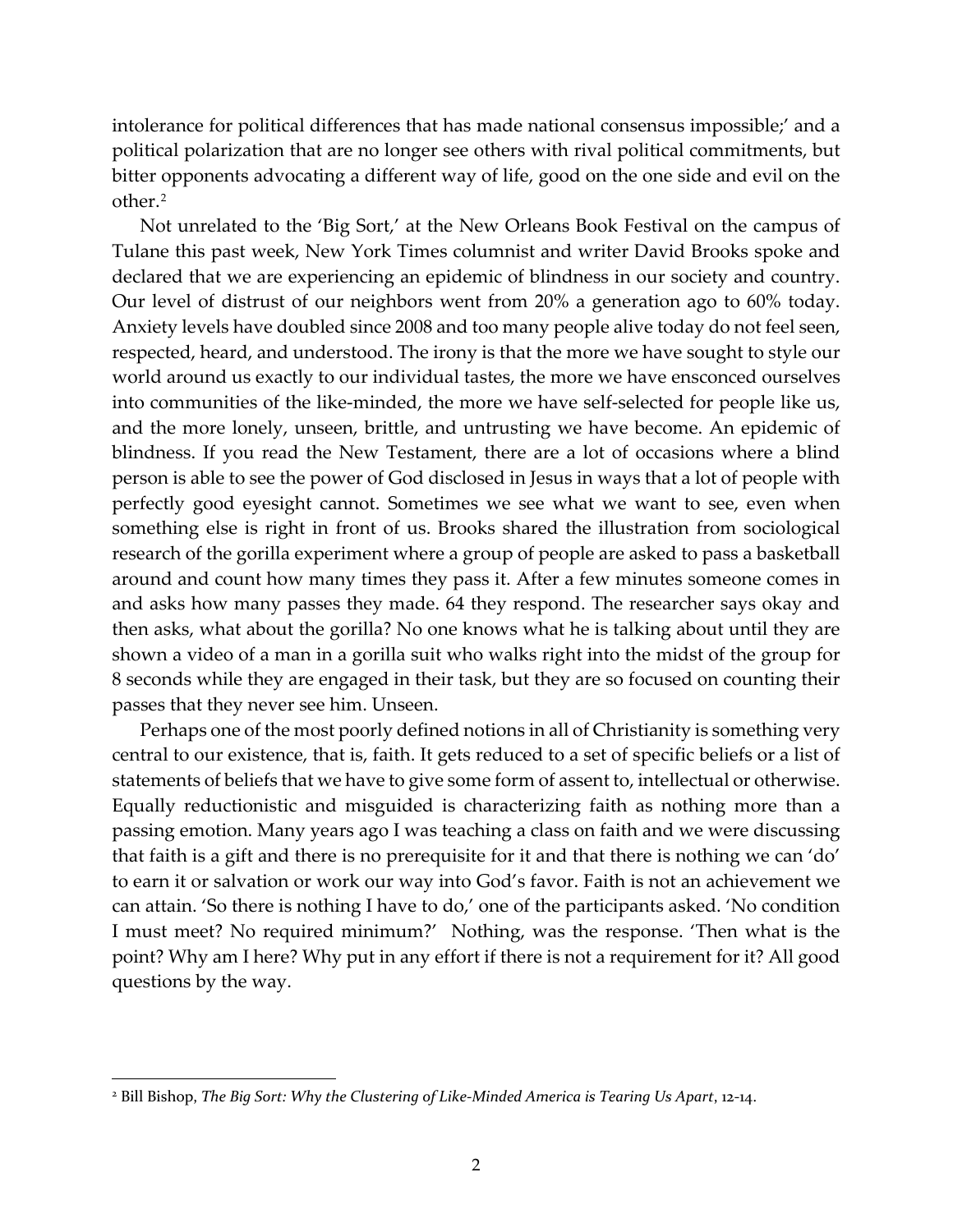intolerance for political differences that has made national consensus impossible;' and a political polarization that are no longer see others with rival political commitments, but bitter opponents advocating a different way of life, good on the one side and evil on the other.[2]

Not unrelated to the 'Big Sort,' at the New Orleans Book Festival on the campus of Tulane this past week, New York Times columnist and writer David Brooks spoke and declared that we are experiencing an epidemic of blindness in our society and country. Our level of distrust of our neighbors went from 20% a generation ago to 60% today. Anxiety levels have doubled since 2008 and too many people alive today do not feel seen, respected, heard, and understood. The irony is that the more we have sought to style our world around us exactly to our individual tastes, the more we have ensconced ourselves into communities of the like-minded, the more we have self-selected for people like us, and the more lonely, unseen, brittle, and untrusting we have become. An epidemic of blindness. If you read the New Testament, there are a lot of occasions where a blind person is able to see the power of God disclosed in Jesus in ways that a lot of people with perfectly good eyesight cannot. Sometimes we see what we want to see, even when something else is right in front of us. Brooks shared the illustration from sociological research of the gorilla experiment where a group of people are asked to pass a basketball around and count how many times they pass it. After a few minutes someone comes in and asks how many passes they made. 64 they respond. The researcher says okay and then asks, what about the gorilla? No one knows what he is talking about until they are shown a video of a man in a gorilla suit who walks right into the midst of the group for 8 seconds while they are engaged in their task, but they are so focused on counting their passes that they never see him. Unseen.

Perhaps one of the most poorly defined notions in all of Christianity is something very central to our existence, that is, faith. It gets reduced to a set of specific beliefs or a list of statements of beliefs that we have to give some form of assent to, intellectual or otherwise. Equally reductionistic and misguided is characterizing faith as nothing more than a passing emotion. Many years ago I was teaching a class on faith and we were discussing that faith is a gift and there is no prerequisite for it and that there is nothing we can 'do' to earn it or salvation or work our way into God's favor. Faith is not an achievement we can attain. 'So there is nothing I have to do,' one of the participants asked. 'No condition I must meet? No required minimum?' Nothing, was the response. 'Then what is the point? Why am I here? Why put in any effort if there is not a requirement for it? All good questions by the way.

---

[2] Bill Bishop, *The Big Sort: Why the Clustering of Like-Minded America is Tearing Us Apart*, 12-14.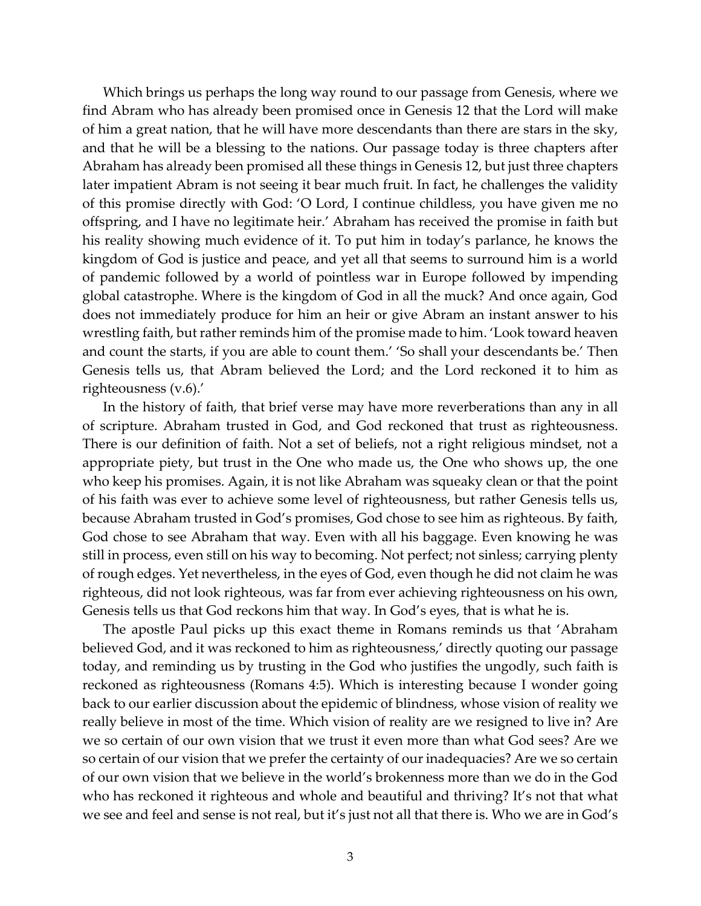Which brings us perhaps the long way round to our passage from Genesis, where we find Abram who has already been promised once in Genesis 12 that the Lord will make of him a great nation, that he will have more descendants than there are stars in the sky, and that he will be a blessing to the nations. Our passage today is three chapters after Abraham has already been promised all these things in Genesis 12, but just three chapters later impatient Abram is not seeing it bear much fruit. In fact, he challenges the validity of this promise directly with God: 'O Lord, I continue childless, you have given me no offspring, and I have no legitimate heir.' Abraham has received the promise in faith but his reality showing much evidence of it. To put him in today's parlance, he knows the kingdom of God is justice and peace, and yet all that seems to surround him is a world of pandemic followed by a world of pointless war in Europe followed by impending global catastrophe. Where is the kingdom of God in all the muck? And once again, God does not immediately produce for him an heir or give Abram an instant answer to his wrestling faith, but rather reminds him of the promise made to him. 'Look toward heaven and count the starts, if you are able to count them.' 'So shall your descendants be.' Then Genesis tells us, that Abram believed the Lord; and the Lord reckoned it to him as righteousness (v.6).'

In the history of faith, that brief verse may have more reverberations than any in all of scripture. Abraham trusted in God, and God reckoned that trust as righteousness. There is our definition of faith. Not a set of beliefs, not a right religious mindset, not a appropriate piety, but trust in the One who made us, the One who shows up, the one who keep his promises. Again, it is not like Abraham was squeaky clean or that the point of his faith was ever to achieve some level of righteousness, but rather Genesis tells us, because Abraham trusted in God's promises, God chose to see him as righteous. By faith, God chose to see Abraham that way. Even with all his baggage. Even knowing he was still in process, even still on his way to becoming. Not perfect; not sinless; carrying plenty of rough edges. Yet nevertheless, in the eyes of God, even though he did not claim he was righteous, did not look righteous, was far from ever achieving righteousness on his own, Genesis tells us that God reckons him that way. In God's eyes, that is what he is.

The apostle Paul picks up this exact theme in Romans reminds us that 'Abraham believed God, and it was reckoned to him as righteousness,' directly quoting our passage today, and reminding us by trusting in the God who justifies the ungodly, such faith is reckoned as righteousness (Romans 4:5). Which is interesting because I wonder going back to our earlier discussion about the epidemic of blindness, whose vision of reality we really believe in most of the time. Which vision of reality are we resigned to live in? Are we so certain of our own vision that we trust it even more than what God sees? Are we so certain of our vision that we prefer the certainty of our inadequacies? Are we so certain of our own vision that we believe in the world's brokenness more than we do in the God who has reckoned it righteous and whole and beautiful and thriving? It's not that what we see and feel and sense is not real, but it's just not all that there is. Who we are in God's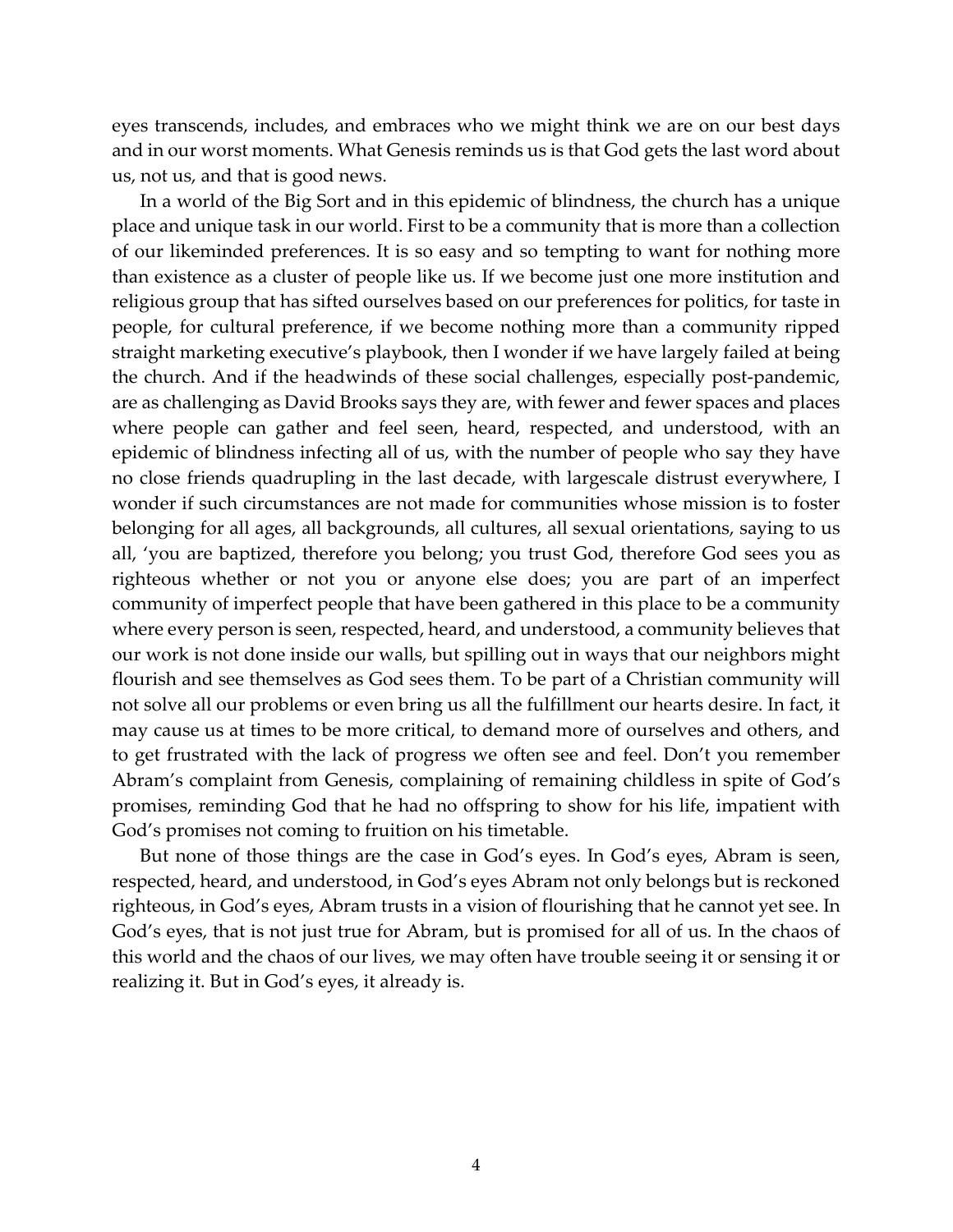eyes transcends, includes, and embraces who we might think we are on our best days and in our worst moments. What Genesis reminds us is that God gets the last word about us, not us, and that is good news.

In a world of the Big Sort and in this epidemic of blindness, the church has a unique place and unique task in our world. First to be a community that is more than a collection of our likeminded preferences. It is so easy and so tempting to want for nothing more than existence as a cluster of people like us. If we become just one more institution and religious group that has sifted ourselves based on our preferences for politics, for taste in people, for cultural preference, if we become nothing more than a community ripped straight marketing executive's playbook, then I wonder if we have largely failed at being the church. And if the headwinds of these social challenges, especially post-pandemic, are as challenging as David Brooks says they are, with fewer and fewer spaces and places where people can gather and feel seen, heard, respected, and understood, with an epidemic of blindness infecting all of us, with the number of people who say they have no close friends quadrupling in the last decade, with largescale distrust everywhere, I wonder if such circumstances are not made for communities whose mission is to foster belonging for all ages, all backgrounds, all cultures, all sexual orientations, saying to us all, 'you are baptized, therefore you belong; you trust God, therefore God sees you as righteous whether or not you or anyone else does; you are part of an imperfect community of imperfect people that have been gathered in this place to be a community where every person is seen, respected, heard, and understood, a community believes that our work is not done inside our walls, but spilling out in ways that our neighbors might flourish and see themselves as God sees them. To be part of a Christian community will not solve all our problems or even bring us all the fulfillment our hearts desire. In fact, it may cause us at times to be more critical, to demand more of ourselves and others, and to get frustrated with the lack of progress we often see and feel. Don't you remember Abram's complaint from Genesis, complaining of remaining childless in spite of God's promises, reminding God that he had no offspring to show for his life, impatient with God's promises not coming to fruition on his timetable.

But none of those things are the case in God's eyes. In God's eyes, Abram is seen, respected, heard, and understood, in God's eyes Abram not only belongs but is reckoned righteous, in God's eyes, Abram trusts in a vision of flourishing that he cannot yet see. In God's eyes, that is not just true for Abram, but is promised for all of us. In the chaos of this world and the chaos of our lives, we may often have trouble seeing it or sensing it or realizing it. But in God's eyes, it already is.